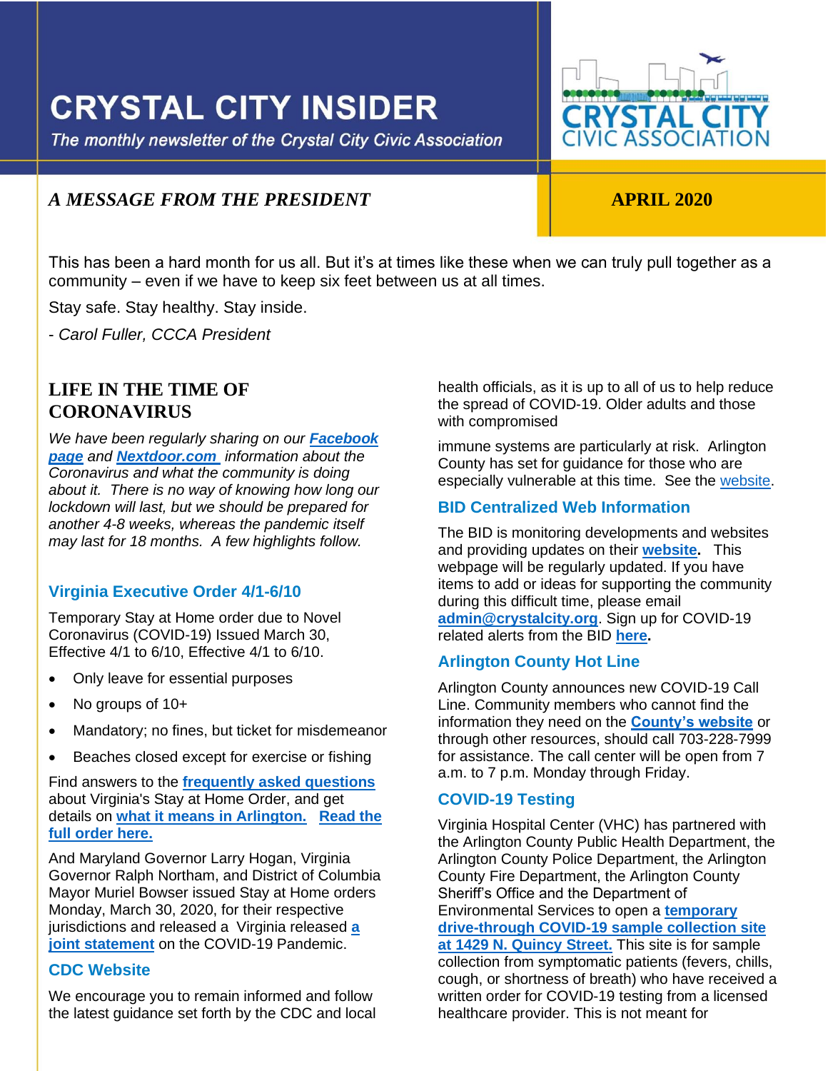# CRYSTAL CITY INSIDER

*The monthly newsletter of the Crystal City Civic Association*

CRYSTAL CITY CIVIC ASSOCIATION

## *A MESSAGE FROM THE PRESIDENT*

**APRIL 2020**

This has been a hard month for us all. But it's at times like these when we can truly pull together as a community – even if we have to keep six feet between us at all times.

Stay safe. Stay healthy. Stay inside.

*- Carol Fuller, CCCA President*

## LIFE IN THE TIME OF CORONAVIRUS

*We have been regularly sharing on our* ***Facebook page*** *and* ***Nextdoor.com*** *information about the Coronavirus and what the community is doing about it. There is no way of knowing how long our lockdown will last, but we should be prepared for another 4-8 weeks, whereas the pandemic itself may last for 18 months. A few highlights follow.*

### Virginia Executive Order 4/1-6/10

Temporary Stay at Home order due to Novel Coronavirus (COVID-19) Issued March 30, Effective 4/1 to 6/10, Effective 4/1 to 6/10.

- Only leave for essential purposes
- No groups of 10+
- Mandatory; no fines, but ticket for misdemeanor
- Beaches closed except for exercise or fishing

Find answers to the **frequently asked questions** about Virginia's Stay at Home Order, and get details on **what it means in Arlington.** **Read the full order here.**

And Maryland Governor Larry Hogan, Virginia Governor Ralph Northam, and District of Columbia Mayor Muriel Bowser issued Stay at Home orders Monday, March 30, 2020, for their respective jurisdictions and released a Virginia released **a joint statement** on the COVID-19 Pandemic.

### CDC Website

We encourage you to remain informed and follow the latest guidance set forth by the CDC and local health officials, as it is up to all of us to help reduce the spread of COVID-19. Older adults and those with compromised

immune systems are particularly at risk. Arlington County has set for guidance for those who are especially vulnerable at this time. See the website.

### BID Centralized Web Information

The BID is monitoring developments and websites and providing updates on their **website**. This webpage will be regularly updated. If you have items to add or ideas for supporting the community during this difficult time, please email **admin@crystalcity.org**. Sign up for COVID-19 related alerts from the BID **here**.

### Arlington County Hot Line

Arlington County announces new COVID-19 Call Line. Community members who cannot find the information they need on the **County's website** or through other resources, should call 703-228-7999 for assistance. The call center will be open from 7 a.m. to 7 p.m. Monday through Friday.

### COVID-19 Testing

Virginia Hospital Center (VHC) has partnered with the Arlington County Public Health Department, the Arlington County Police Department, the Arlington County Fire Department, the Arlington County Sheriff's Office and the Department of Environmental Services to open a **temporary drive-through COVID-19 sample collection site at 1429 N. Quincy Street.** This site is for sample collection from symptomatic patients (fevers, chills, cough, or shortness of breath) who have received a written order for COVID-19 testing from a licensed healthcare provider. This is not meant for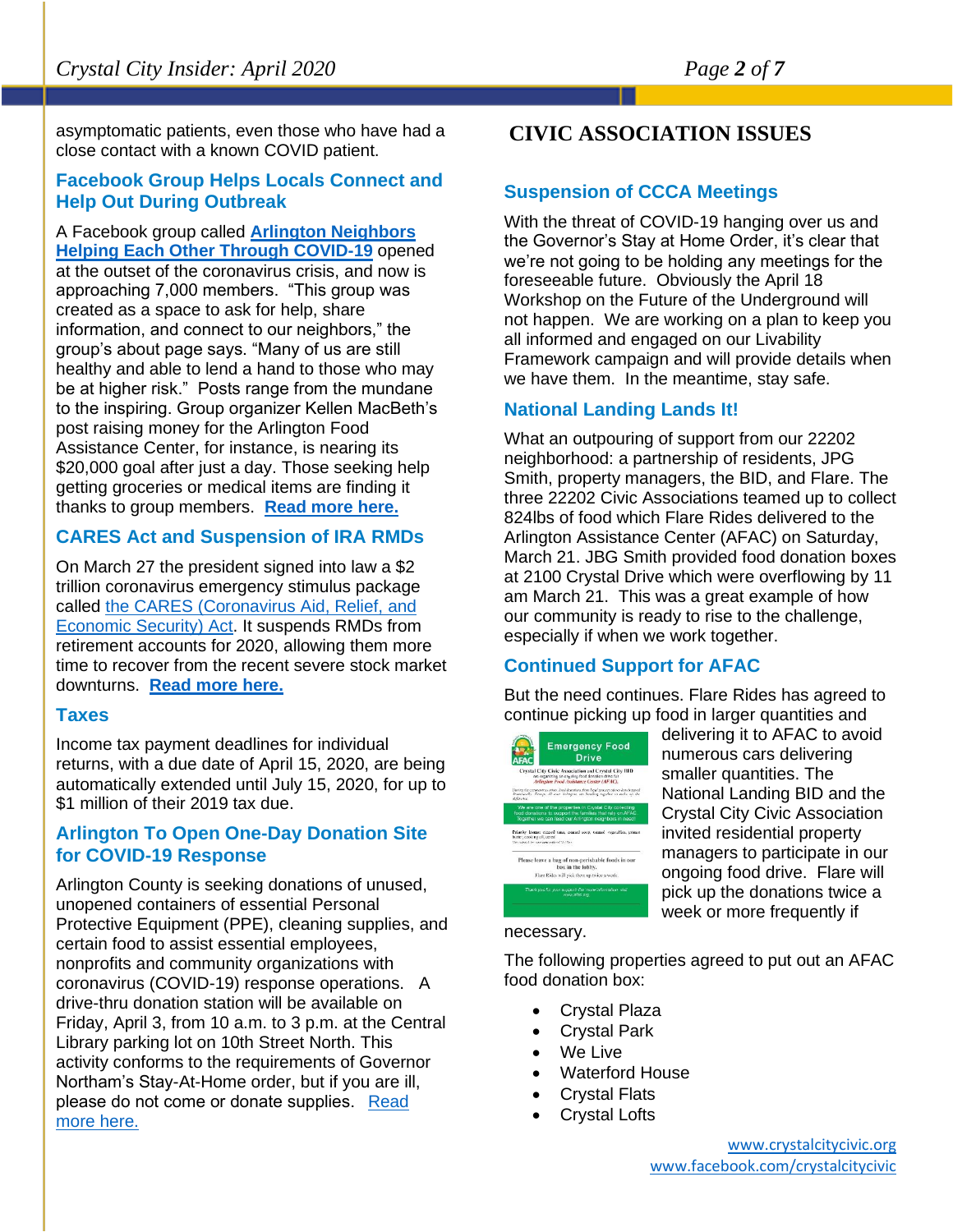asymptomatic patients, even those who have had a close contact with a known COVID patient.

### Facebook Group Helps Locals Connect and Help Out During Outbreak

A Facebook group called **Arlington Neighbors Helping Each Other Through COVID-19** opened at the outset of the coronavirus crisis, and now is approaching 7,000 members. "This group was created as a space to ask for help, share information, and connect to our neighbors," the group's about page says. "Many of us are still healthy and able to lend a hand to those who may be at higher risk." Posts range from the mundane to the inspiring. Group organizer Kellen MacBeth's post raising money for the Arlington Food Assistance Center, for instance, is nearing its $20,000 goal after just a day. Those seeking help getting groceries or medical items are finding it thanks to group members. **Read more here.**

### CARES Act and Suspension of IRA RMDs

On March 27 the president signed into law a $2 trillion coronavirus emergency stimulus package called the CARES (Coronavirus Aid, Relief, and Economic Security) Act. It suspends RMDs from retirement accounts for 2020, allowing them more time to recover from the recent severe stock market downturns. **Read more here.**

### Taxes

Income tax payment deadlines for individual returns, with a due date of April 15, 2020, are being automatically extended until July 15, 2020, for up to $1 million of their 2019 tax due.

### Arlington To Open One-Day Donation Site for COVID-19 Response

Arlington County is seeking donations of unused, unopened containers of essential Personal Protective Equipment (PPE), cleaning supplies, and certain food to assist essential employees, nonprofits and community organizations with coronavirus (COVID-19) response operations. A drive-thru donation station will be available on Friday, April 3, from 10 a.m. to 3 p.m. at the Central Library parking lot on 10th Street North. This activity conforms to the requirements of Governor Northam's Stay-At-Home order, but if you are ill, please do not come or donate supplies. Read more here.

## CIVIC ASSOCIATION ISSUES

### Suspension of CCCA Meetings

With the threat of COVID-19 hanging over us and the Governor's Stay at Home Order, it's clear that we're not going to be holding any meetings for the foreseeable future. Obviously the April 18 Workshop on the Future of the Underground will not happen. We are working on a plan to keep you all informed and engaged on our Livability Framework campaign and will provide details when we have them. In the meantime, stay safe.

### National Landing Lands It!

What an outpouring of support from our 22202 neighborhood: a partnership of residents, JPG Smith, property managers, the BID, and Flare. The three 22202 Civic Associations teamed up to collect 824lbs of food which Flare Rides delivered to the Arlington Assistance Center (AFAC) on Saturday, March 21. JBG Smith provided food donation boxes at 2100 Crystal Drive which were overflowing by 11 am March 21. This was a great example of how our community is ready to rise to the challenge, especially if when we work together.

### Continued Support for AFAC

But the need continues. Flare Rides has agreed to continue picking up food in larger quantities and delivering it to AFAC to avoid numerous cars delivering smaller quantities. The National Landing BID and the Crystal City Civic Association invited residential property managers to participate in our ongoing food drive. Flare will pick up the donations twice a week or more frequently if necessary.

The following properties agreed to put out an AFAC food donation box:

- Crystal Plaza
- Crystal Park
- We Live
- Waterford House
- Crystal Flats
- Crystal Lofts

www.crystalcitycivic.org
www.facebook.com/crystalcitycivic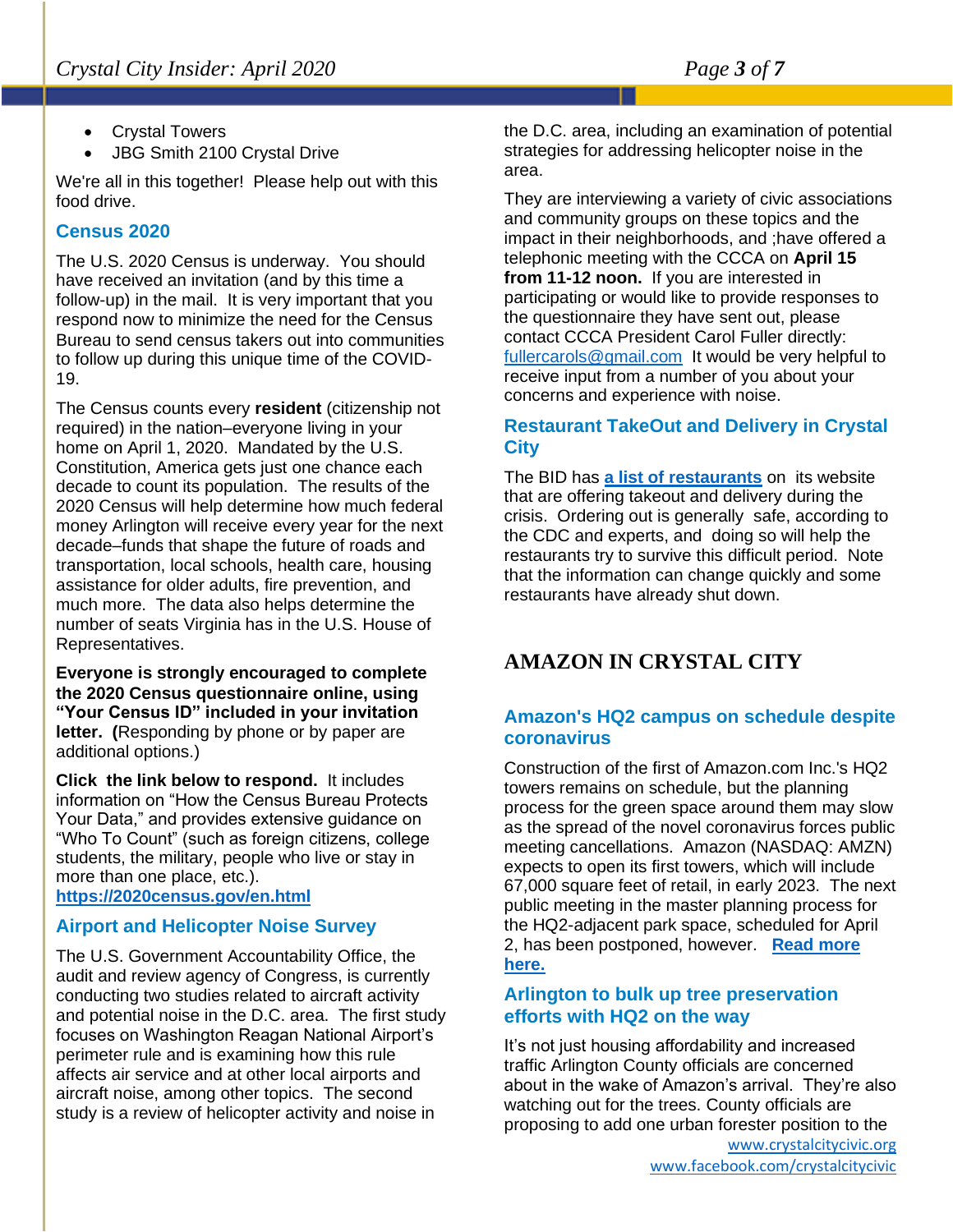- Crystal Towers
- JBG Smith 2100 Crystal Drive

We're all in this together! Please help out with this food drive.

### Census 2020

The U.S. 2020 Census is underway. You should have received an invitation (and by this time a follow-up) in the mail. It is very important that you respond now to minimize the need for the Census Bureau to send census takers out into communities to follow up during this unique time of the COVID-19.

The Census counts every **resident** (citizenship not required) in the nation–everyone living in your home on April 1, 2020. Mandated by the U.S. Constitution, America gets just one chance each decade to count its population. The results of the 2020 Census will help determine how much federal money Arlington will receive every year for the next decade–funds that shape the future of roads and transportation, local schools, health care, housing assistance for older adults, fire prevention, and much more. The data also helps determine the number of seats Virginia has in the U.S. House of Representatives.

**Everyone is strongly encouraged to complete the 2020 Census questionnaire online, using "Your Census ID" included in your invitation letter. (**Responding by phone or by paper are additional options.)

**Click the link below to respond.** It includes information on "How the Census Bureau Protects Your Data," and provides extensive guidance on "Who To Count" (such as foreign citizens, college students, the military, people who live or stay in more than one place, etc.).
**https://2020census.gov/en.html**

### Airport and Helicopter Noise Survey

The U.S. Government Accountability Office, the audit and review agency of Congress, is currently conducting two studies related to aircraft activity and potential noise in the D.C. area. The first study focuses on Washington Reagan National Airport's perimeter rule and is examining how this rule affects air service and at other local airports and aircraft noise, among other topics. The second study is a review of helicopter activity and noise in the D.C. area, including an examination of potential strategies for addressing helicopter noise in the area.

They are interviewing a variety of civic associations and community groups on these topics and the impact in their neighborhoods, and ;have offered a telephonic meeting with the CCCA on **April 15 from 11-12 noon.** If you are interested in participating or would like to provide responses to the questionnaire they have sent out, please contact CCCA President Carol Fuller directly: fullercarols@gmail.com It would be very helpful to receive input from a number of you about your concerns and experience with noise.

### Restaurant TakeOut and Delivery in Crystal City

The BID has **a list of restaurants** on its website that are offering takeout and delivery during the crisis. Ordering out is generally safe, according to the CDC and experts, and doing so will help the restaurants try to survive this difficult period. Note that the information can change quickly and some restaurants have already shut down.

## AMAZON IN CRYSTAL CITY

### Amazon's HQ2 campus on schedule despite coronavirus

Construction of the first of Amazon.com Inc.'s HQ2 towers remains on schedule, but the planning process for the green space around them may slow as the spread of the novel coronavirus forces public meeting cancellations. Amazon (NASDAQ: AMZN) expects to open its first towers, which will include 67,000 square feet of retail, in early 2023. The next public meeting in the master planning process for the HQ2-adjacent park space, scheduled for April 2, has been postponed, however. **Read more here.**

### Arlington to bulk up tree preservation efforts with HQ2 on the way

It's not just housing affordability and increased traffic Arlington County officials are concerned about in the wake of Amazon's arrival. They're also watching out for the trees. County officials are proposing to add one urban forester position to the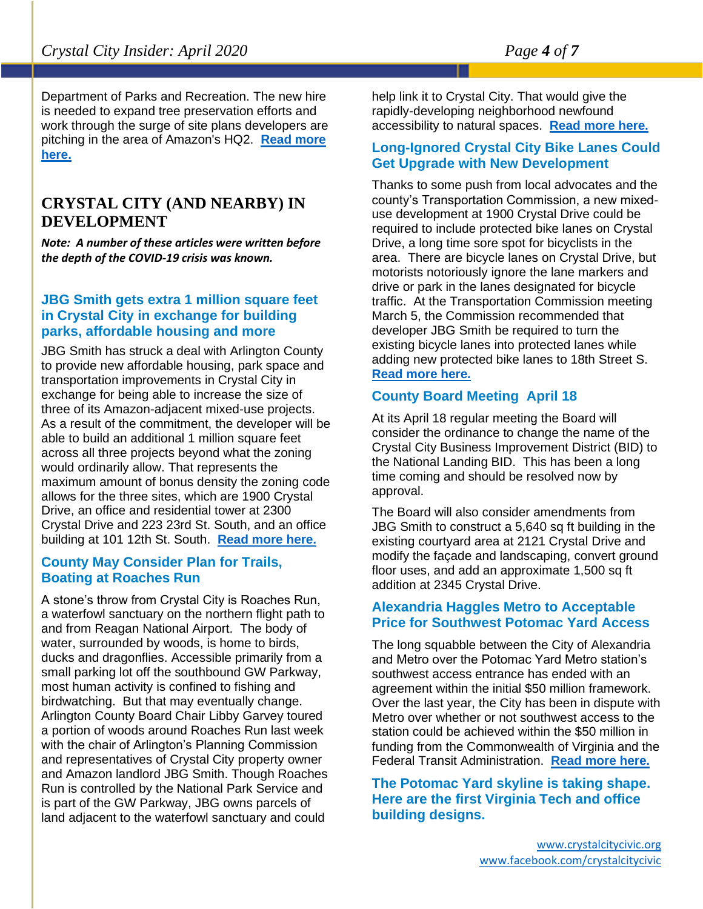Department of Parks and Recreation. The new hire is needed to expand tree preservation efforts and work through the surge of site plans developers are pitching in the area of Amazon's HQ2. **Read more here.**

## CRYSTAL CITY (AND NEARBY) IN DEVELOPMENT

***Note: A number of these articles were written before the depth of the COVID-19 crisis was known.***

### JBG Smith gets extra 1 million square feet in Crystal City in exchange for building parks, affordable housing and more

JBG Smith has struck a deal with Arlington County to provide new affordable housing, park space and transportation improvements in Crystal City in exchange for being able to increase the size of three of its Amazon-adjacent mixed-use projects. As a result of the commitment, the developer will be able to build an additional 1 million square feet across all three projects beyond what the zoning would ordinarily allow. That represents the maximum amount of bonus density the zoning code allows for the three sites, which are 1900 Crystal Drive, an office and residential tower at 2300 Crystal Drive and 223 23rd St. South, and an office building at 101 12th St. South. **Read more here.**

### County May Consider Plan for Trails, Boating at Roaches Run

A stone's throw from Crystal City is Roaches Run, a waterfowl sanctuary on the northern flight path to and from Reagan National Airport. The body of water, surrounded by woods, is home to birds, ducks and dragonflies. Accessible primarily from a small parking lot off the southbound GW Parkway, most human activity is confined to fishing and birdwatching. But that may eventually change. Arlington County Board Chair Libby Garvey toured a portion of woods around Roaches Run last week with the chair of Arlington's Planning Commission and representatives of Crystal City property owner and Amazon landlord JBG Smith. Though Roaches Run is controlled by the National Park Service and is part of the GW Parkway, JBG owns parcels of land adjacent to the waterfowl sanctuary and could help link it to Crystal City. That would give the rapidly-developing neighborhood newfound accessibility to natural spaces. **Read more here.**

### Long-Ignored Crystal City Bike Lanes Could Get Upgrade with New Development

Thanks to some push from local advocates and the county's Transportation Commission, a new mixed-use development at 1900 Crystal Drive could be required to include protected bike lanes on Crystal Drive, a long time sore spot for bicyclists in the area. There are bicycle lanes on Crystal Drive, but motorists notoriously ignore the lane markers and drive or park in the lanes designated for bicycle traffic. At the Transportation Commission meeting March 5, the Commission recommended that developer JBG Smith be required to turn the existing bicycle lanes into protected lanes while adding new protected bike lanes to 18th Street S. **Read more here.**

### County Board Meeting April 18

At its April 18 regular meeting the Board will consider the ordinance to change the name of the Crystal City Business Improvement District (BID) to the National Landing BID. This has been a long time coming and should be resolved now by approval.

The Board will also consider amendments from JBG Smith to construct a 5,640 sq ft building in the existing courtyard area at 2121 Crystal Drive and modify the façade and landscaping, convert ground floor uses, and add an approximate 1,500 sq ft addition at 2345 Crystal Drive.

### Alexandria Haggles Metro to Acceptable Price for Southwest Potomac Yard Access

The long squabble between the City of Alexandria and Metro over the Potomac Yard Metro station's southwest access entrance has ended with an agreement within the initial $50 million framework. Over the last year, the City has been in dispute with Metro over whether or not southwest access to the station could be achieved within the $50 million in funding from the Commonwealth of Virginia and the Federal Transit Administration. **Read more here.**

### The Potomac Yard skyline is taking shape. Here are the first Virginia Tech and office building designs.

www.crystalcitycivic.org
www.facebook.com/crystalcitycivic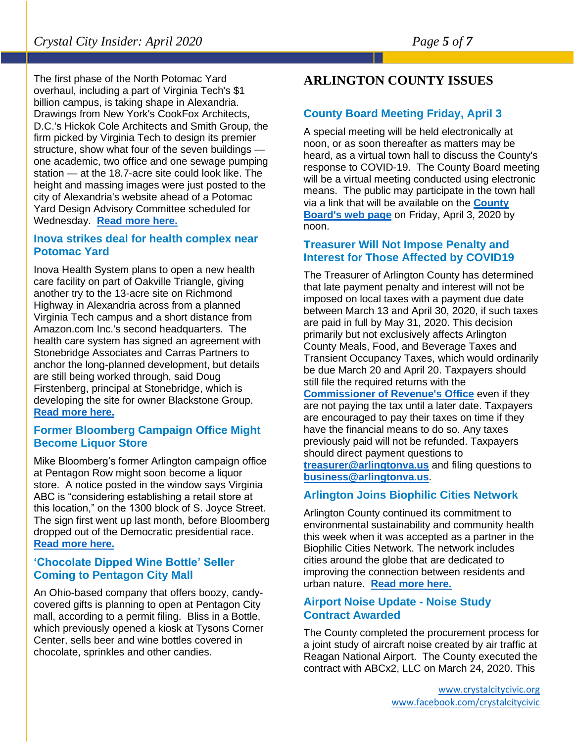The first phase of the North Potomac Yard overhaul, including a part of Virginia Tech's $1 billion campus, is taking shape in Alexandria. Drawings from New York's CookFox Architects, D.C.'s Hickok Cole Architects and Smith Group, the firm picked by Virginia Tech to design its premier structure, show what four of the seven buildings — one academic, two office and one sewage pumping station — at the 18.7-acre site could look like. The height and massing images were just posted to the city of Alexandria's website ahead of a Potomac Yard Design Advisory Committee scheduled for Wednesday. **Read more here.**

### Inova strikes deal for health complex near Potomac Yard

Inova Health System plans to open a new health care facility on part of Oakville Triangle, giving another try to the 13-acre site on Richmond Highway in Alexandria across from a planned Virginia Tech campus and a short distance from Amazon.com Inc.'s second headquarters. The health care system has signed an agreement with Stonebridge Associates and Carras Partners to anchor the long-planned development, but details are still being worked through, said Doug Firstenberg, principal at Stonebridge, which is developing the site for owner Blackstone Group. **Read more here.**

### Former Bloomberg Campaign Office Might Become Liquor Store

Mike Bloomberg's former Arlington campaign office at Pentagon Row might soon become a liquor store. A notice posted in the window says Virginia ABC is "considering establishing a retail store at this location," on the 1300 block of S. Joyce Street. The sign first went up last month, before Bloomberg dropped out of the Democratic presidential race. **Read more here.**

### 'Chocolate Dipped Wine Bottle' Seller Coming to Pentagon City Mall

An Ohio-based company that offers boozy, candy-covered gifts is planning to open at Pentagon City mall, according to a permit filing. Bliss in a Bottle, which previously opened a kiosk at Tysons Corner Center, sells beer and wine bottles covered in chocolate, sprinkles and other candies.

## ARLINGTON COUNTY ISSUES

### County Board Meeting Friday, April 3

A special meeting will be held electronically at noon, or as soon thereafter as matters may be heard, as a virtual town hall to discuss the County's response to COVID-19. The County Board meeting will be a virtual meeting conducted using electronic means. The public may participate in the town hall via a link that will be available on the **County Board's web page** on Friday, April 3, 2020 by noon.

### Treasurer Will Not Impose Penalty and Interest for Those Affected by COVID19

The Treasurer of Arlington County has determined that late payment penalty and interest will not be imposed on local taxes with a payment due date between March 13 and April 30, 2020, if such taxes are paid in full by May 31, 2020. This decision primarily but not exclusively affects Arlington County Meals, Food, and Beverage Taxes and Transient Occupancy Taxes, which would ordinarily be due March 20 and April 20. Taxpayers should still file the required returns with the **Commissioner of Revenue's Office** even if they are not paying the tax until a later date. Taxpayers are encouraged to pay their taxes on time if they have the financial means to do so. Any taxes previously paid will not be refunded. Taxpayers should direct payment questions to **treasurer@arlingtonva.us** and filing questions to **business@arlingtonva.us**.

### Arlington Joins Biophilic Cities Network

Arlington County continued its commitment to environmental sustainability and community health this week when it was accepted as a partner in the Biophilic Cities Network. The network includes cities around the globe that are dedicated to improving the connection between residents and urban nature. **Read more here.**

### Airport Noise Update - Noise Study Contract Awarded

The County completed the procurement process for a joint study of aircraft noise created by air traffic at Reagan National Airport. The County executed the contract with ABCx2, LLC on March 24, 2020. This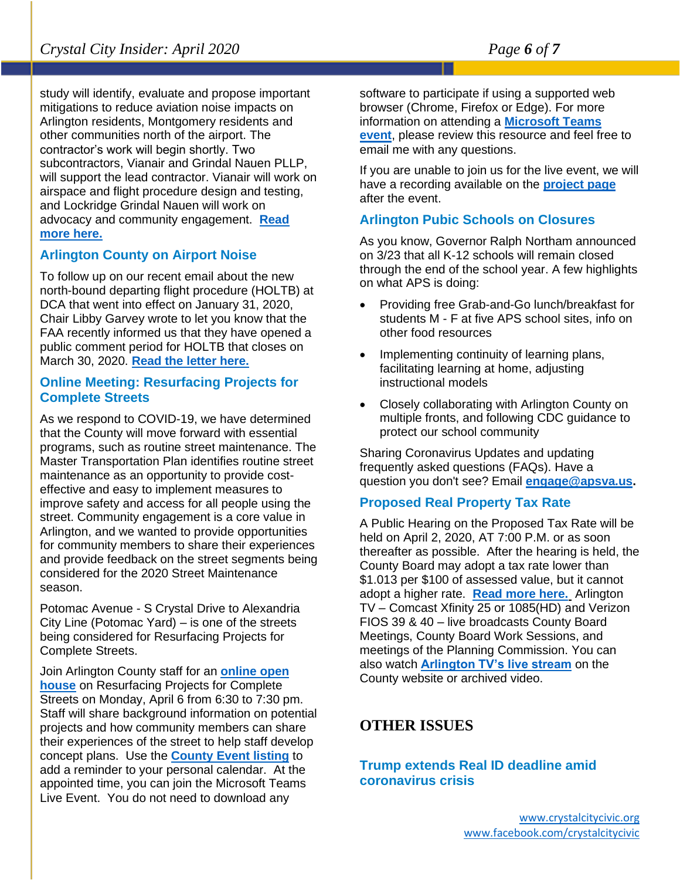study will identify, evaluate and propose important mitigations to reduce aviation noise impacts on Arlington residents, Montgomery residents and other communities north of the airport. The contractor's work will begin shortly. Two subcontractors, Vianair and Grindal Nauen PLLP, will support the lead contractor. Vianair will work on airspace and flight procedure design and testing, and Lockridge Grindal Nauen will work on advocacy and community engagement. **Read more here.**

### Arlington County on Airport Noise

To follow up on our recent email about the new north-bound departing flight procedure (HOLTB) at DCA that went into effect on January 31, 2020, Chair Libby Garvey wrote to let you know that the FAA recently informed us that they have opened a public comment period for HOLTB that closes on March 30, 2020. **Read the letter here.**

### Online Meeting: Resurfacing Projects for Complete Streets

As we respond to COVID-19, we have determined that the County will move forward with essential programs, such as routine street maintenance. The Master Transportation Plan identifies routine street maintenance as an opportunity to provide cost-effective and easy to implement measures to improve safety and access for all people using the street. Community engagement is a core value in Arlington, and we wanted to provide opportunities for community members to share their experiences and provide feedback on the street segments being considered for the 2020 Street Maintenance season.

Potomac Avenue - S Crystal Drive to Alexandria City Line (Potomac Yard) – is one of the streets being considered for Resurfacing Projects for Complete Streets.

Join Arlington County staff for an **online open house** on Resurfacing Projects for Complete Streets on Monday, April 6 from 6:30 to 7:30 pm. Staff will share background information on potential projects and how community members can share their experiences of the street to help staff develop concept plans. Use the **County Event listing** to add a reminder to your personal calendar. At the appointed time, you can join the Microsoft Teams Live Event. You do not need to download any software to participate if using a supported web browser (Chrome, Firefox or Edge). For more information on attending a **Microsoft Teams event**, please review this resource and feel free to email me with any questions.

If you are unable to join us for the live event, we will have a recording available on the **project page** after the event.

### Arlington Pubic Schools on Closures

As you know, Governor Ralph Northam announced on 3/23 that all K-12 schools will remain closed through the end of the school year. A few highlights on what APS is doing:

- Providing free Grab-and-Go lunch/breakfast for students M - F at five APS school sites, info on other food resources
- Implementing continuity of learning plans, facilitating learning at home, adjusting instructional models
- Closely collaborating with Arlington County on multiple fronts, and following CDC guidance to protect our school community

Sharing Coronavirus Updates and updating frequently asked questions (FAQs). Have a question you don't see? Email **engage@apsva.us.**

### Proposed Real Property Tax Rate

A Public Hearing on the Proposed Tax Rate will be held on April 2, 2020, AT 7:00 P.M. or as soon thereafter as possible. After the hearing is held, the County Board may adopt a tax rate lower than $1.013 per $100 of assessed value, but it cannot adopt a higher rate. **Read more here.** Arlington TV – Comcast Xfinity 25 or 1085(HD) and Verizon FIOS 39 & 40 – live broadcasts County Board Meetings, County Board Work Sessions, and meetings of the Planning Commission. You can also watch **Arlington TV's live stream** on the County website or archived video.

## OTHER ISSUES

### Trump extends Real ID deadline amid coronavirus crisis

www.crystalcitycivic.org
www.facebook.com/crystalcitycivic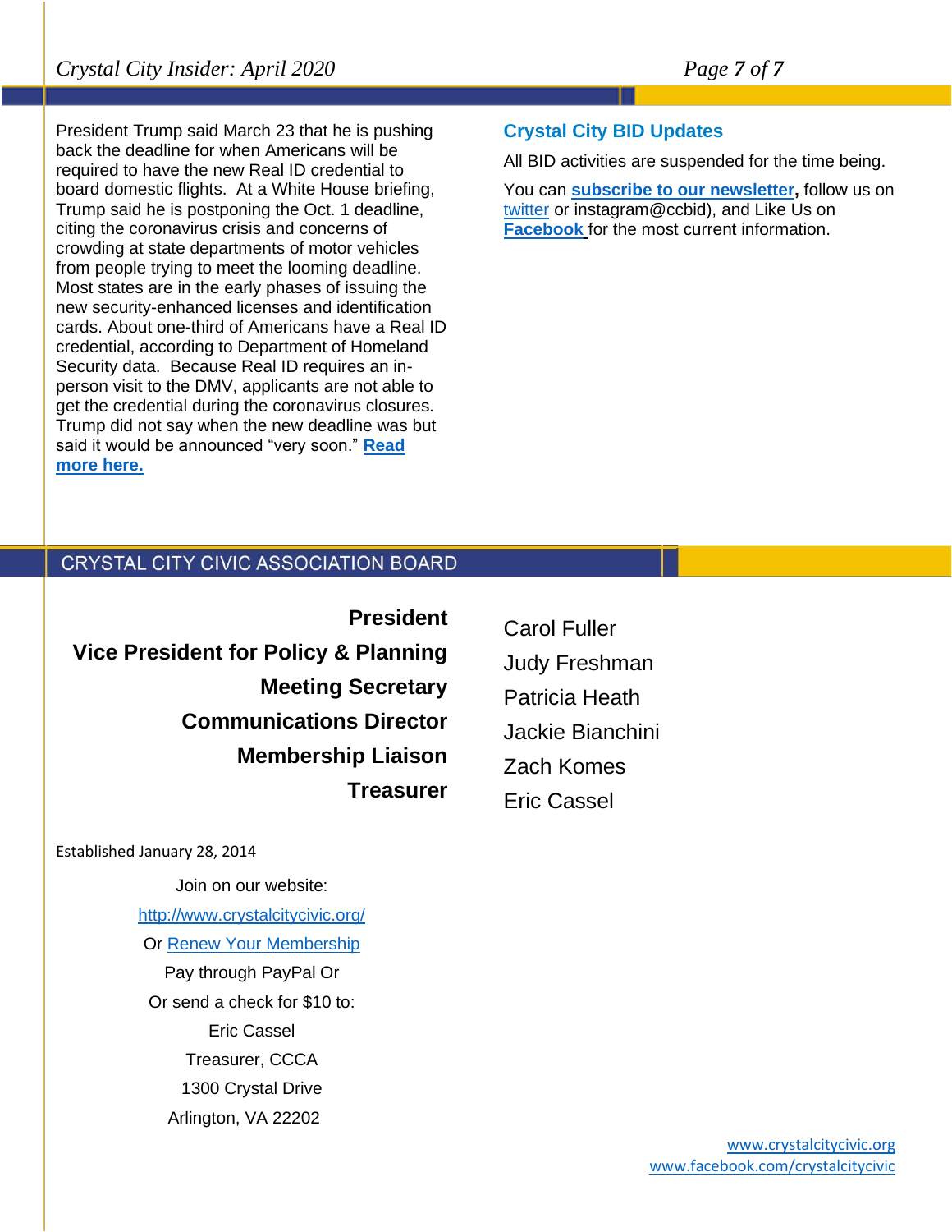President Trump said March 23 that he is pushing back the deadline for when Americans will be required to have the new Real ID credential to board domestic flights. At a White House briefing, Trump said he is postponing the Oct. 1 deadline, citing the coronavirus crisis and concerns of crowding at state departments of motor vehicles from people trying to meet the looming deadline. Most states are in the early phases of issuing the new security-enhanced licenses and identification cards. About one-third of Americans have a Real ID credential, according to Department of Homeland Security data. Because Real ID requires an in-person visit to the DMV, applicants are not able to get the credential during the coronavirus closures. Trump did not say when the new deadline was but said it would be announced "very soon." **Read more here.**

## Crystal City BID Updates

All BID activities are suspended for the time being.

You can **subscribe to our newsletter**, follow us on twitter or instagram@ccbid), and Like Us on **Facebook** for the most current information.

## CRYSTAL CITY CIVIC ASSOCIATION BOARD

| | |
|---|---|
| **President** | Carol Fuller |
| **Vice President for Policy & Planning** | Judy Freshman |
| **Meeting Secretary** | Patricia Heath |
| **Communications Director** | Jackie Bianchini |
| **Membership Liaison** | Zach Komes |
| **Treasurer** | Eric Cassel |

Established January 28, 2014

Join on our website:

http://www.crystalcitycivic.org/

Or Renew Your Membership

Pay through PayPal Or

Or send a check for $10 to:

Eric Cassel

Treasurer, CCCA

1300 Crystal Drive

Arlington, VA 22202

www.crystalcitycivic.org
www.facebook.com/crystalcitycivic